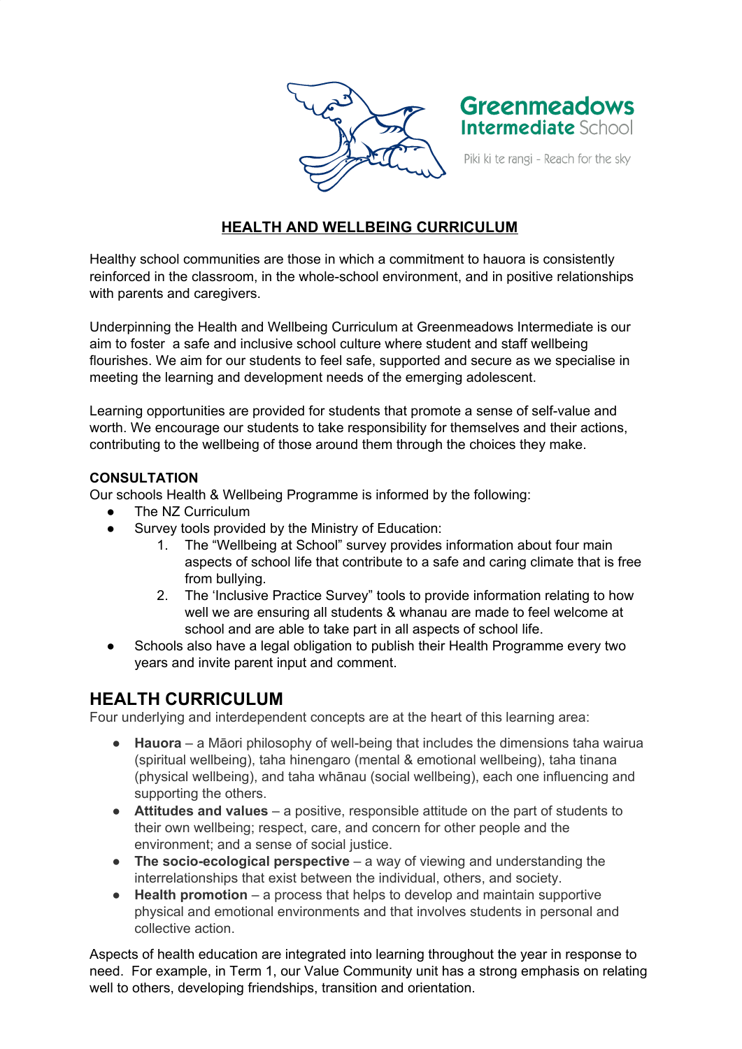Greenmeadows Intermediate School

Piki ki te rangi - Reach for the sky

# HEALTH AND WELLBEING CURRICULUM

Healthy school communities are those in which a commitment to hauora is consistently reinforced in the classroom, in the whole-school environment, and in positive relationships with parents and caregivers.

Underpinning the Health and Wellbeing Curriculum at Greenmeadows Intermediate is our aim to foster a safe and inclusive school culture where student and staff wellbeing flourishes. We aim for our students to feel safe, supported and secure as we specialise in meeting the learning and development needs of the emerging adolescent.

Learning opportunities are provided for students that promote a sense of self-value and worth. We encourage our students to take responsibility for themselves and their actions, contributing to the wellbeing of those around them through the choices they make.

**CONSULTATION**

Our schools Health & Wellbeing Programme is informed by the following:

- The NZ Curriculum
- Survey tools provided by the Ministry of Education:
    1. The "Wellbeing at School" survey provides information about four main aspects of school life that contribute to a safe and caring climate that is free from bullying.
    2. The 'Inclusive Practice Survey" tools to provide information relating to how well we are ensuring all students & whanau are made to feel welcome at school and are able to take part in all aspects of school life.
- Schools also have a legal obligation to publish their Health Programme every two years and invite parent input and comment.

## HEALTH CURRICULUM

Four underlying and interdependent concepts are at the heart of this learning area:

- **Hauora** – a Māori philosophy of well-being that includes the dimensions taha wairua (spiritual wellbeing), taha hinengaro (mental & emotional wellbeing), taha tinana (physical wellbeing), and taha whānau (social wellbeing), each one influencing and supporting the others.
- **Attitudes and values** – a positive, responsible attitude on the part of students to their own wellbeing; respect, care, and concern for other people and the environment; and a sense of social justice.
- **The socio-ecological perspective** – a way of viewing and understanding the interrelationships that exist between the individual, others, and society.
- **Health promotion** – a process that helps to develop and maintain supportive physical and emotional environments and that involves students in personal and collective action.

Aspects of health education are integrated into learning throughout the year in response to need. For example, in Term 1, our Value Community unit has a strong emphasis on relating well to others, developing friendships, transition and orientation.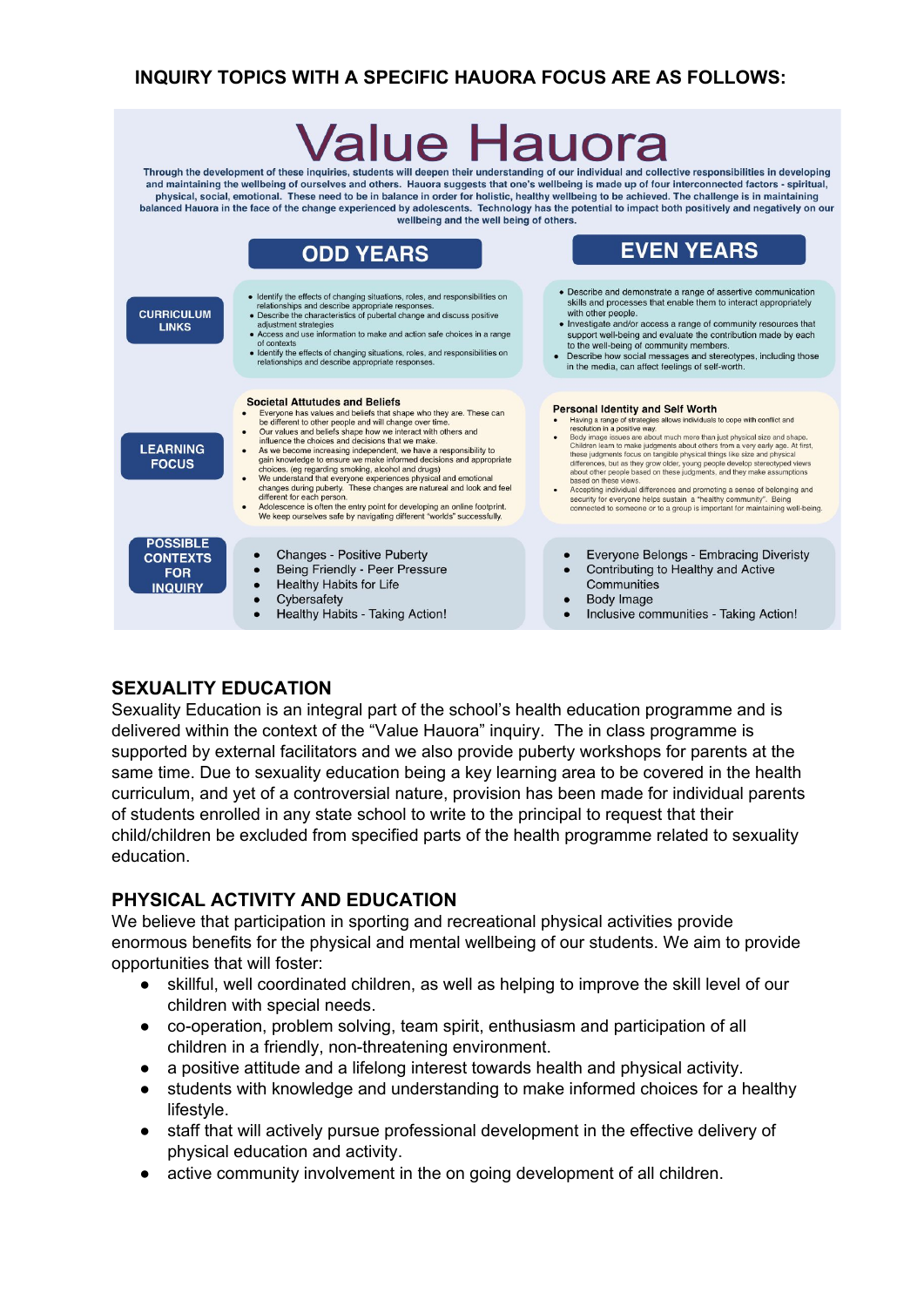**INQUIRY TOPICS WITH A SPECIFIC HAUORA FOCUS ARE AS FOLLOWS:**

# Value Hauora

**Through the development of these inquiries, students will deepen their understanding of our individual and collective responsibilities in developing and maintaining the wellbeing of ourselves and others. Hauora suggests that one's wellbeing is made up of four interconnected factors - spiritual, physical, social, emotional. These need to be in balance in order for holistic, healthy wellbeing to be achieved. The challenge is in maintaining balanced Hauora in the face of the change experienced by adolescents. Technology has the potential to impact both positively and negatively on our wellbeing and the well being of others.**

| | ODD YEARS | EVEN YEARS |
|---|---|---|
| **CURRICULUM LINKS** | • Identify the effects of changing situations, roles, and responsibilities on relationships and describe appropriate responses.<br>• Describe the characteristics of pubertal change and discuss positive adjustment strategies<br>• Access and use information to make and action safe choices in a range of contexts<br>• Identify the effects of changing situations, roles, and responsibilities on relationships and describe appropriate responses. | • Describe and demonstrate a range of assertive communication skills and processes that enable them to interact appropriately with other people.<br>• Investigate and/or access a range of community resources that support well-being and evaluate the contribution made by each to the well-being of community members.<br>• Describe how social messages and stereotypes, including those in the media, can affect feelings of self-worth. |
| **LEARNING FOCUS** | **Societal Attutudes and Beliefs**<br>• Everyone has values and beliefs that shape who they are. These can be different to other people and will change over time.<br>• Our values and beliefs shape how we interact with others and influence the choices and decisions that we make.<br>• As we become increasing independent, we have a responsibility to gain knowledge to ensure we make informed decisions and appropriate choices. (eg regarding smoking, alcohol and drugs)<br>• We understand that everyone experiences physical and emotional changes during puberty. These changes are natureal and look and feel different for each person.<br>• Adolescence is often the entry point for developing an online footprint. We keep ourselves safe by navigating different "worlds" successfully. | **Personal Identity and Self Worth**<br>• Having a range of strategies allows individuals to cope with conflict and resolution in a positive way.<br>• Body image issues are about much more than just physical size and shape. Children learn to make judgments about others from a very early age. At first, these judgments focus on tangible physical things like size and physical differences, but as they grow older, young people develop stereotyped views about other people based on these judgments, and they make assumptions based on these views.<br>• Accepting individual differences and promoting a sense of belonging and security for everyone helps sustain a "healthy community". Being connected to someone or to a group is important for maintaining well-being. |
| **POSSIBLE CONTEXTS FOR INQUIRY** | • Changes - Positive Puberty<br>• Being Friendly - Peer Pressure<br>• Healthy Habits for Life<br>• Cybersafety<br>• Healthy Habits - Taking Action! | • Everyone Belongs - Embracing Diveristy<br>• Contributing to Healthy and Active Communities<br>• Body Image<br>• Inclusive communities - Taking Action! |

## SEXUALITY EDUCATION

Sexuality Education is an integral part of the school's health education programme and is delivered within the context of the "Value Hauora" inquiry. The in class programme is supported by external facilitators and we also provide puberty workshops for parents at the same time. Due to sexuality education being a key learning area to be covered in the health curriculum, and yet of a controversial nature, provision has been made for individual parents of students enrolled in any state school to write to the principal to request that their child/children be excluded from specified parts of the health programme related to sexuality education.

## PHYSICAL ACTIVITY AND EDUCATION

We believe that participation in sporting and recreational physical activities provide enormous benefits for the physical and mental wellbeing of our students. We aim to provide opportunities that will foster:

- skillful, well coordinated children, as well as helping to improve the skill level of our children with special needs.
- co-operation, problem solving, team spirit, enthusiasm and participation of all children in a friendly, non-threatening environment.
- a positive attitude and a lifelong interest towards health and physical activity.
- students with knowledge and understanding to make informed choices for a healthy lifestyle.
- staff that will actively pursue professional development in the effective delivery of physical education and activity.
- active community involvement in the on going development of all children.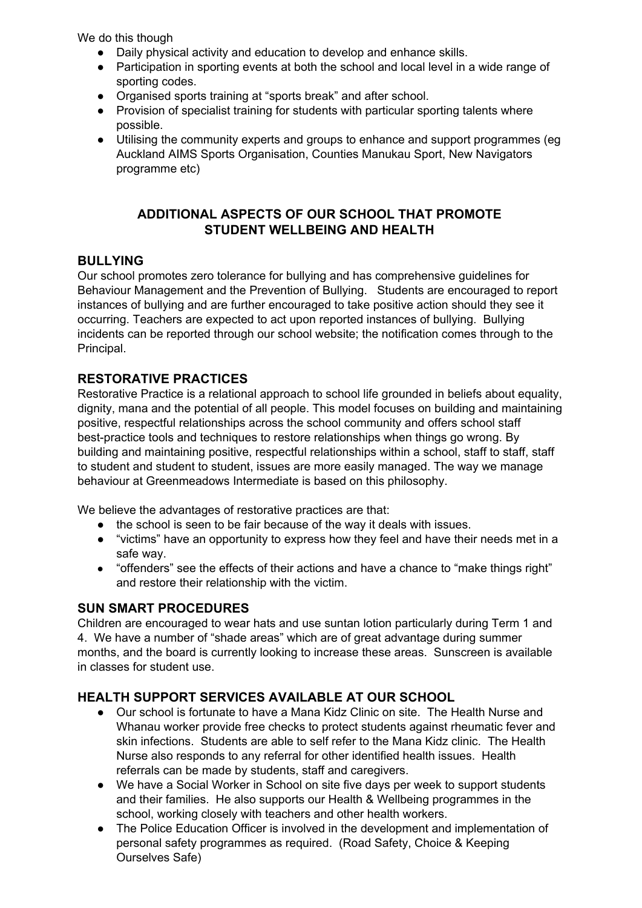We do this though

- Daily physical activity and education to develop and enhance skills.
- Participation in sporting events at both the school and local level in a wide range of sporting codes.
- Organised sports training at "sports break" and after school.
- Provision of specialist training for students with particular sporting talents where possible.
- Utilising the community experts and groups to enhance and support programmes (eg Auckland AIMS Sports Organisation, Counties Manukau Sport, New Navigators programme etc)

## ADDITIONAL ASPECTS OF OUR SCHOOL THAT PROMOTE STUDENT WELLBEING AND HEALTH

### BULLYING

Our school promotes zero tolerance for bullying and has comprehensive guidelines for Behaviour Management and the Prevention of Bullying. Students are encouraged to report instances of bullying and are further encouraged to take positive action should they see it occurring. Teachers are expected to act upon reported instances of bullying. Bullying incidents can be reported through our school website; the notification comes through to the Principal.

### RESTORATIVE PRACTICES

Restorative Practice is a relational approach to school life grounded in beliefs about equality, dignity, mana and the potential of all people. This model focuses on building and maintaining positive, respectful relationships across the school community and offers school staff best-practice tools and techniques to restore relationships when things go wrong. By building and maintaining positive, respectful relationships within a school, staff to staff, staff to student and student to student, issues are more easily managed. The way we manage behaviour at Greenmeadows Intermediate is based on this philosophy.

We believe the advantages of restorative practices are that:

- the school is seen to be fair because of the way it deals with issues.
- "victims" have an opportunity to express how they feel and have their needs met in a safe way.
- "offenders" see the effects of their actions and have a chance to "make things right" and restore their relationship with the victim.

### SUN SMART PROCEDURES

Children are encouraged to wear hats and use suntan lotion particularly during Term 1 and 4. We have a number of "shade areas" which are of great advantage during summer months, and the board is currently looking to increase these areas. Sunscreen is available in classes for student use.

### HEALTH SUPPORT SERVICES AVAILABLE AT OUR SCHOOL

- Our school is fortunate to have a Mana Kidz Clinic on site. The Health Nurse and Whanau worker provide free checks to protect students against rheumatic fever and skin infections. Students are able to self refer to the Mana Kidz clinic. The Health Nurse also responds to any referral for other identified health issues. Health referrals can be made by students, staff and caregivers.
- We have a Social Worker in School on site five days per week to support students and their families. He also supports our Health & Wellbeing programmes in the school, working closely with teachers and other health workers.
- The Police Education Officer is involved in the development and implementation of personal safety programmes as required. (Road Safety, Choice & Keeping Ourselves Safe)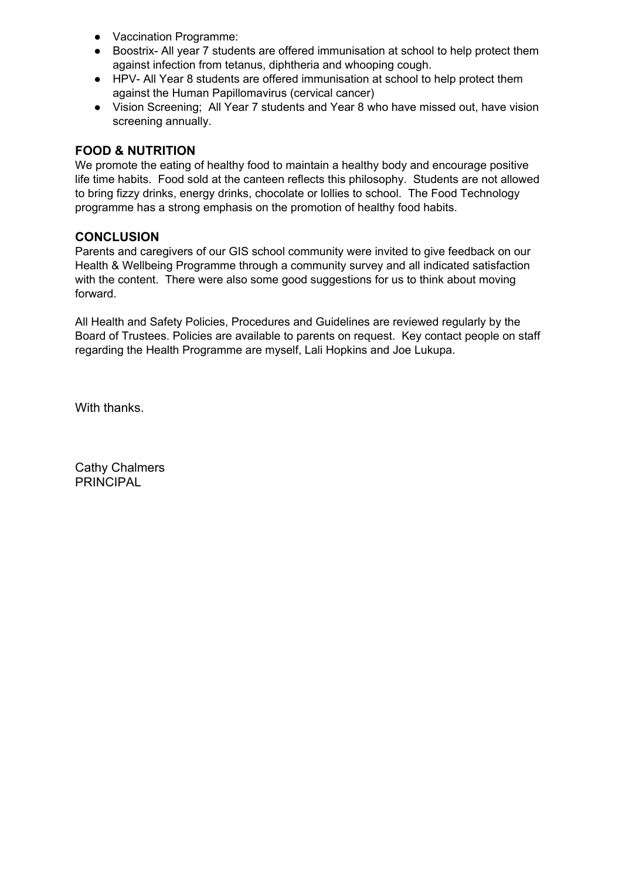- Vaccination Programme:
- Boostrix- All year 7 students are offered immunisation at school to help protect them against infection from tetanus, diphtheria and whooping cough.
- HPV- All Year 8 students are offered immunisation at school to help protect them against the Human Papillomavirus (cervical cancer)
- Vision Screening; All Year 7 students and Year 8 who have missed out, have vision screening annually.

## FOOD & NUTRITION

We promote the eating of healthy food to maintain a healthy body and encourage positive life time habits. Food sold at the canteen reflects this philosophy. Students are not allowed to bring fizzy drinks, energy drinks, chocolate or lollies to school. The Food Technology programme has a strong emphasis on the promotion of healthy food habits.

## CONCLUSION

Parents and caregivers of our GIS school community were invited to give feedback on our Health & Wellbeing Programme through a community survey and all indicated satisfaction with the content. There were also some good suggestions for us to think about moving forward.

All Health and Safety Policies, Procedures and Guidelines are reviewed regularly by the Board of Trustees. Policies are available to parents on request. Key contact people on staff regarding the Health Programme are myself, Lali Hopkins and Joe Lukupa.

With thanks.

Cathy Chalmers
PRINCIPAL